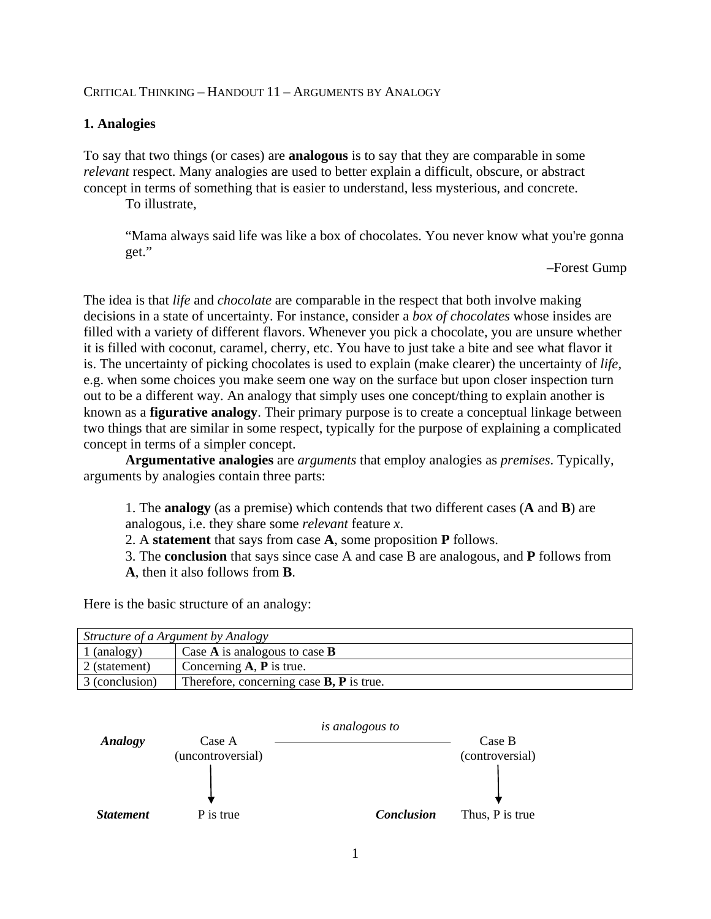CRITICAL THINKING – HANDOUT 11 – ARGUMENTS BY ANALOGY

## 1. Analogies

To say that two things (or cases) are **analogous** is to say that they are comparable in some *relevant* respect. Many analogies are used to better explain a difficult, obscure, or abstract concept in terms of something that is easier to understand, less mysterious, and concrete.

To illustrate,

> "Mama always said life was like a box of chocolates. You never know what you're gonna get."
>
> –Forest Gump

The idea is that *life* and *chocolate* are comparable in the respect that both involve making decisions in a state of uncertainty. For instance, consider a *box of chocolates* whose insides are filled with a variety of different flavors. Whenever you pick a chocolate, you are unsure whether it is filled with coconut, caramel, cherry, etc. You have to just take a bite and see what flavor it is. The uncertainty of picking chocolates is used to explain (make clearer) the uncertainty of *life*, e.g. when some choices you make seem one way on the surface but upon closer inspection turn out to be a different way. An analogy that simply uses one concept/thing to explain another is known as a **figurative analogy**. Their primary purpose is to create a conceptual linkage between two things that are similar in some respect, typically for the purpose of explaining a complicated concept in terms of a simpler concept.

**Argumentative analogies** are *arguments* that employ analogies as *premises*. Typically, arguments by analogies contain three parts:

1. The **analogy** (as a premise) which contends that two different cases (**A** and **B**) are analogous, i.e. they share some *relevant* feature *x*.
2. A **statement** that says from case **A**, some proposition **P** follows.
3. The **conclusion** that says since case A and case B are analogous, and **P** follows from **A**, then it also follows from **B**.

Here is the basic structure of an analogy:

| *Structure of a Argument by Analogy* | |
|---|---|
| 1 (analogy) | Case **A** is analogous to case **B** |
| 2 (statement) | Concerning **A**, **P** is true. |
| 3 (conclusion) | Therefore, concerning case **B, P** is true. |

| | | *is analogous to* | | |
|---|---|---|---|---|
| ***Analogy*** | Case A (uncontroversial) | ———————— | | Case B (controversial) |
| | ↓ | | | ↓ |
| ***Statement*** | P is true | | ***Conclusion*** | Thus, P is true |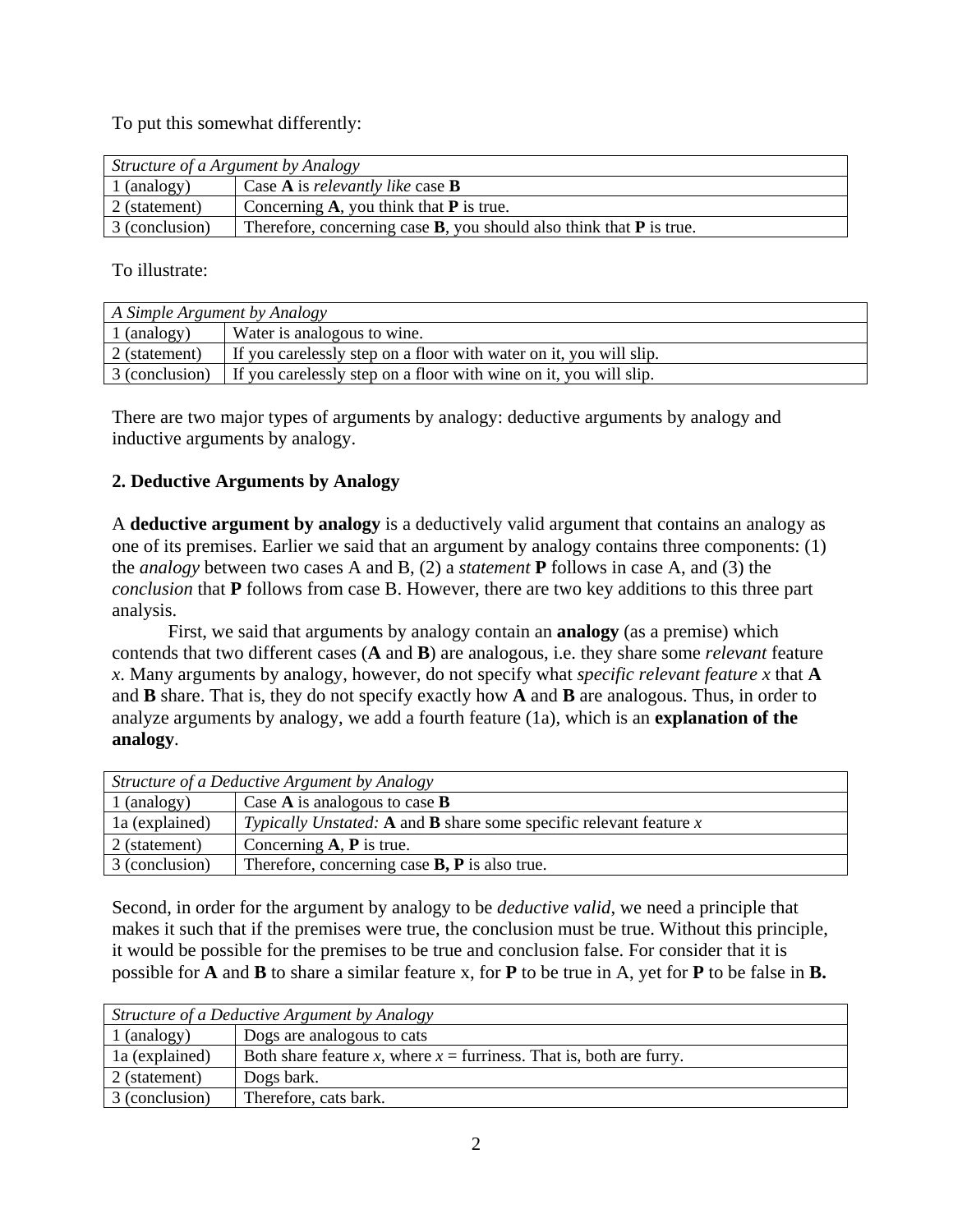To put this somewhat differently:

| *Structure of a Argument by Analogy* | |
|---|---|
| 1 (analogy) | Case **A** is *relevantly like* case **B** |
| 2 (statement) | Concerning **A**, you think that **P** is true. |
| 3 (conclusion) | Therefore, concerning case **B**, you should also think that **P** is true. |

To illustrate:

| *A Simple Argument by Analogy* | |
|---|---|
| 1 (analogy) | Water is analogous to wine. |
| 2 (statement) | If you carelessly step on a floor with water on it, you will slip. |
| 3 (conclusion) | If you carelessly step on a floor with wine on it, you will slip. |

There are two major types of arguments by analogy: deductive arguments by analogy and inductive arguments by analogy.

**2. Deductive Arguments by Analogy**

A **deductive argument by analogy** is a deductively valid argument that contains an analogy as one of its premises. Earlier we said that an argument by analogy contains three components: (1) the *analogy* between two cases A and B, (2) a *statement* **P** follows in case A, and (3) the *conclusion* that **P** follows from case B. However, there are two key additions to this three part analysis.

First, we said that arguments by analogy contain an **analogy** (as a premise) which contends that two different cases (**A** and **B**) are analogous, i.e. they share some *relevant* feature *x*. Many arguments by analogy, however, do not specify what *specific relevant feature x* that **A** and **B** share. That is, they do not specify exactly how **A** and **B** are analogous. Thus, in order to analyze arguments by analogy, we add a fourth feature (1a), which is an **explanation of the analogy**.

| *Structure of a Deductive Argument by Analogy* | |
|---|---|
| 1 (analogy) | Case **A** is analogous to case **B** |
| 1a (explained) | *Typically Unstated:* **A** and **B** share some specific relevant feature *x* |
| 2 (statement) | Concerning **A**, **P** is true. |
| 3 (conclusion) | Therefore, concerning case **B, P** is also true. |

Second, in order for the argument by analogy to be *deductive valid*, we need a principle that makes it such that if the premises were true, the conclusion must be true. Without this principle, it would be possible for the premises to be true and conclusion false. For consider that it is possible for **A** and **B** to share a similar feature x, for **P** to be true in A, yet for **P** to be false in **B.**

| *Structure of a Deductive Argument by Analogy* | |
|---|---|
| 1 (analogy) | Dogs are analogous to cats |
| 1a (explained) | Both share feature *x*, where *x* = furriness. That is, both are furry. |
| 2 (statement) | Dogs bark. |
| 3 (conclusion) | Therefore, cats bark. |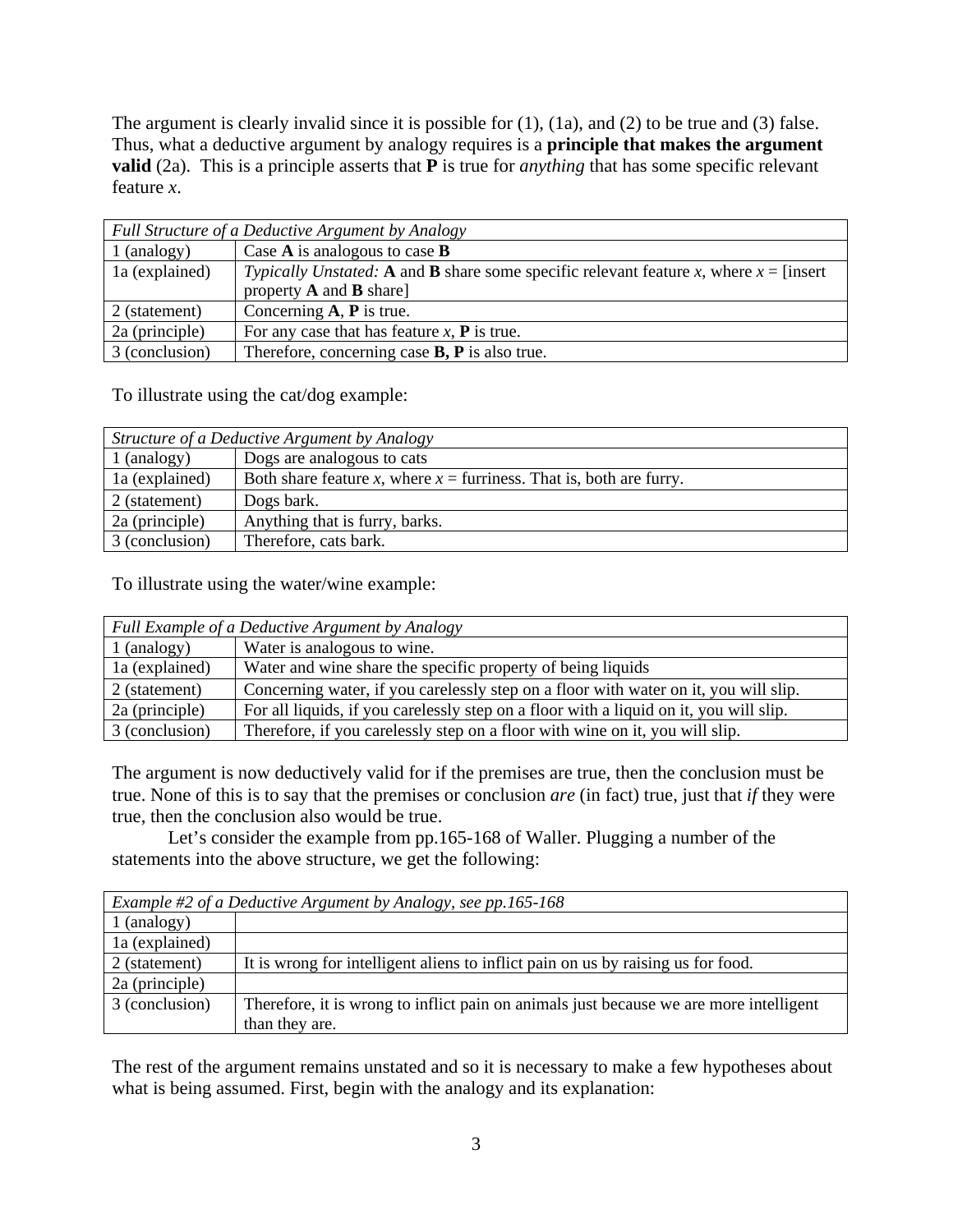The argument is clearly invalid since it is possible for (1), (1a), and (2) to be true and (3) false. Thus, what a deductive argument by analogy requires is a **principle that makes the argument valid** (2a). This is a principle asserts that **P** is true for *anything* that has some specific relevant feature *x*.

| *Full Structure of a Deductive Argument by Analogy* | |
|---|---|
| 1 (analogy) | Case **A** is analogous to case **B** |
| 1a (explained) | *Typically Unstated:* **A** and **B** share some specific relevant feature *x*, where *x* = [insert property **A** and **B** share] |
| 2 (statement) | Concerning **A**, **P** is true. |
| 2a (principle) | For any case that has feature *x*, **P** is true. |
| 3 (conclusion) | Therefore, concerning case **B, P** is also true. |

To illustrate using the cat/dog example:

| *Structure of a Deductive Argument by Analogy* | |
|---|---|
| 1 (analogy) | Dogs are analogous to cats |
| 1a (explained) | Both share feature *x*, where *x* = furriness. That is, both are furry. |
| 2 (statement) | Dogs bark. |
| 2a (principle) | Anything that is furry, barks. |
| 3 (conclusion) | Therefore, cats bark. |

To illustrate using the water/wine example:

| *Full Example of a Deductive Argument by Analogy* | |
|---|---|
| 1 (analogy) | Water is analogous to wine. |
| 1a (explained) | Water and wine share the specific property of being liquids |
| 2 (statement) | Concerning water, if you carelessly step on a floor with water on it, you will slip. |
| 2a (principle) | For all liquids, if you carelessly step on a floor with a liquid on it, you will slip. |
| 3 (conclusion) | Therefore, if you carelessly step on a floor with wine on it, you will slip. |

The argument is now deductively valid for if the premises are true, then the conclusion must be true. None of this is to say that the premises or conclusion *are* (in fact) true, just that *if* they were true, then the conclusion also would be true.

Let's consider the example from pp.165-168 of Waller. Plugging a number of the statements into the above structure, we get the following:

| *Example #2 of a Deductive Argument by Analogy, see pp.165-168* | |
|---|---|
| 1 (analogy) | |
| 1a (explained) | |
| 2 (statement) | It is wrong for intelligent aliens to inflict pain on us by raising us for food. |
| 2a (principle) | |
| 3 (conclusion) | Therefore, it is wrong to inflict pain on animals just because we are more intelligent than they are. |

The rest of the argument remains unstated and so it is necessary to make a few hypotheses about what is being assumed. First, begin with the analogy and its explanation: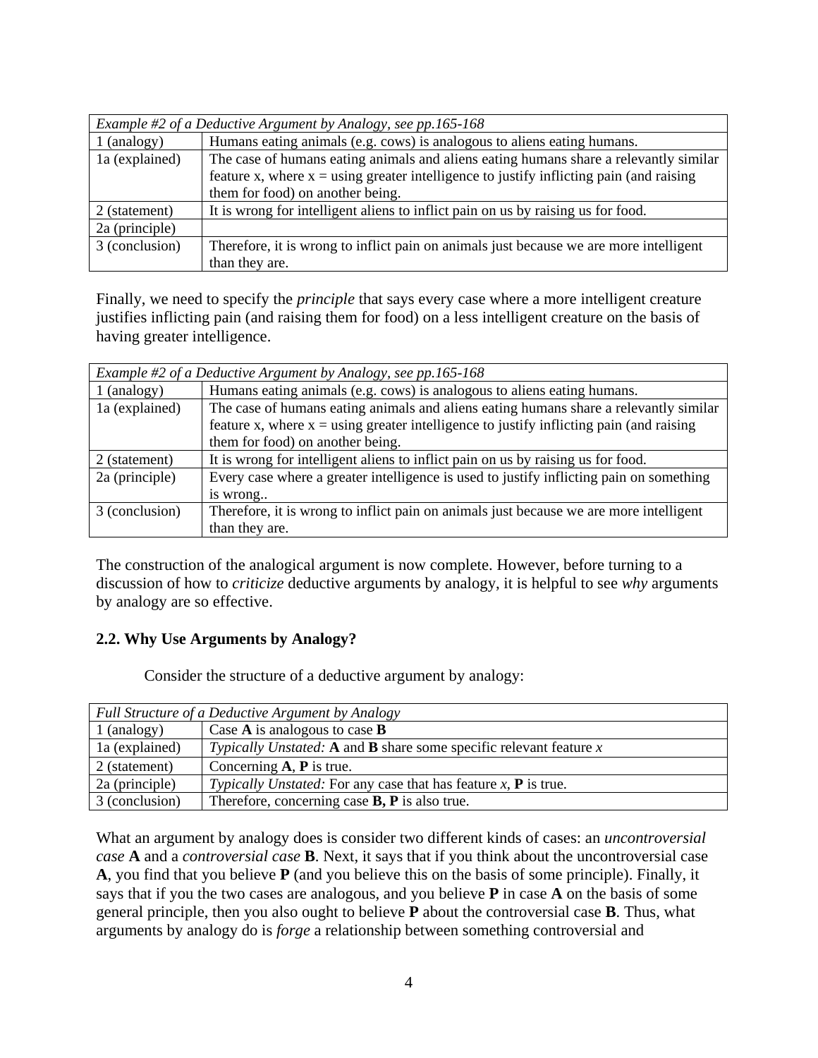| *Example #2 of a Deductive Argument by Analogy, see pp.165-168* | |
|---|---|
| 1 (analogy) | Humans eating animals (e.g. cows) is analogous to aliens eating humans. |
| 1a (explained) | The case of humans eating animals and aliens eating humans share a relevantly similar feature x, where x = using greater intelligence to justify inflicting pain (and raising them for food) on another being. |
| 2 (statement) | It is wrong for intelligent aliens to inflict pain on us by raising us for food. |
| 2a (principle) | |
| 3 (conclusion) | Therefore, it is wrong to inflict pain on animals just because we are more intelligent than they are. |

Finally, we need to specify the *principle* that says every case where a more intelligent creature justifies inflicting pain (and raising them for) on a less intelligent creature on the basis of having greater intelligence.

| *Example #2 of a Deductive Argument by Analogy, see pp.165-168* | |
|---|---|
| 1 (analogy) | Humans eating animals (e.g. cows) is analogous to aliens eating humans. |
| 1a (explained) | The case of humans eating animals and aliens eating humans share a relevantly similar feature x, where x = using greater intelligence to justify inflicting pain (and raising them for food) on another being. |
| 2 (statement) | It is wrong for intelligent aliens to inflict pain on us by raising us for food. |
| 2a (principle) | Every case where a greater intelligence is used to justify inflicting pain on something is wrong.. |
| 3 (conclusion) | Therefore, it is wrong to inflict pain on animals just because we are more intelligent than they are. |

The construction of the analogical argument is now complete. However, before turning to a discussion of how to *criticize* deductive arguments by analogy, it is helpful to see *why* arguments by analogy are so effective.

### 2.2. Why Use Arguments by Analogy?

Consider the structure of a deductive argument by analogy:

| *Full Structure of a Deductive Argument by Analogy* | |
|---|---|
| 1 (analogy) | Case **A** is analogous to case **B** |
| 1a (explained) | *Typically Unstated:* **A** and **B** share some specific relevant feature *x* |
| 2 (statement) | Concerning **A**, **P** is true. |
| 2a (principle) | *Typically Unstated:* For any case that has feature *x*, **P** is true. |
| 3 (conclusion) | Therefore, concerning case **B, P** is also true. |

What an argument by analogy does is consider two different kinds of cases: an *uncontroversial case* **A** and a *controversial case* **B**. Next, it says that if you think about the uncontroversial case **A**, you find that you believe **P** (and you believe this on the basis of some principle). Finally, it says that if you the two cases are analogous, and you believe **P** in case **A** on the basis of some general principle, then you also ought to believe **P** about the controversial case **B**. Thus, what arguments by analogy do is *forge* a relationship between something controversial and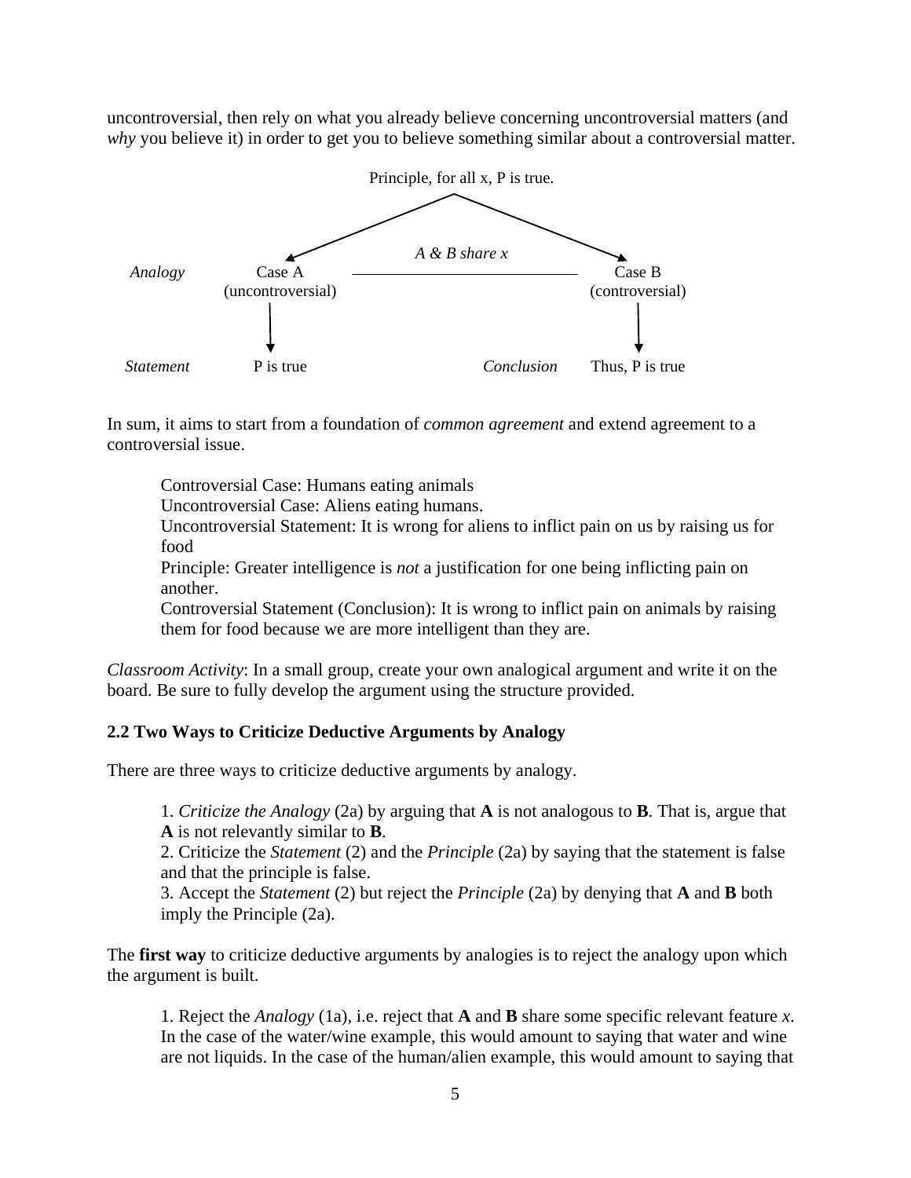uncontroversial, then rely on what you already believe concerning uncontroversial matters (and *why* you believe it) in order to get you to believe something similar about a controversial matter.

```
                         Principle, for all x, P is true.
                        /                                \
                       v          A & B share x           v
Analogy          Case A          ______________________   Case B
             (uncontroversial)                          (controversial)
                    |                                        |
                    v                                        v
Statement       P is true                 Conclusion    Thus, P is true
```

In sum, it aims to start from a foundation of *common agreement* and extend agreement to a controversial issue.

> Controversial Case: Humans eating animals
> Uncontroversial Case: Aliens eating humans.
> Uncontroversial Statement: It is wrong for aliens to inflict pain on us by raising us for food
> Principle: Greater intelligence is *not* a justification for one being inflicting pain on another.
> Controversial Statement (Conclusion): It is wrong to inflict pain on animals by raising them for food because we are more intelligent than they are.

*Classroom Activity*: In a small group, create your own analogical argument and write it on the board. Be sure to fully develop the argument using the structure provided.

### 2.2 Two Ways to Criticize Deductive Arguments by Analogy

There are three ways to criticize deductive arguments by analogy.

> 1. *Criticize the Analogy* (2a) by arguing that **A** is not analogous to **B**. That is, argue that **A** is not relevantly similar to **B**.
> 2. Criticize the *Statement* (2) and the *Principle* (2a) by saying that the statement is false and that the principle is false.
> 3. Accept the *Statement* (2) but reject the *Principle* (2a) by denying that **A** and **B** both imply the Principle (2a).

The **first way** to criticize deductive arguments by analogies is to reject the analogy upon which the argument is built.

> 1. Reject the *Analogy* (1a), i.e. reject that **A** and **B** share some specific relevant feature *x*. In the case of the water/wine example, this would amount to saying that water and wine are not liquids. In the case of the human/alien example, this would amount to saying that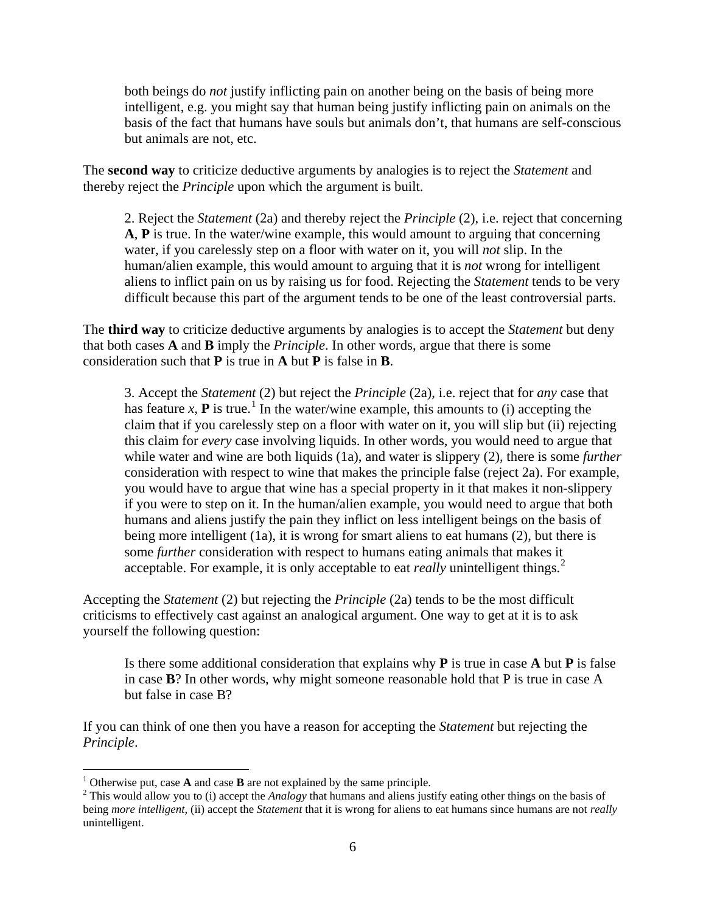> both beings do *not* justify inflicting pain on another being on the basis of being more intelligent, e.g. you might say that human being justify inflicting pain on animals on the basis of the fact that humans have souls but animals don't, that humans are self-conscious but animals are not, etc.

The **second way** to criticize deductive arguments by analogies is to reject the *Statement* and thereby reject the *Principle* upon which the argument is built.

> 2. Reject the *Statement* (2a) and thereby reject the *Principle* (2), i.e. reject that concerning **A**, **P** is true. In the water/wine example, this would amount to arguing that concerning water, if you carelessly step on a floor with water on it, you will *not* slip. In the human/alien example, this would amount to arguing that it is *not* wrong for intelligent aliens to inflict pain on us by raising us for food. Rejecting the *Statement* tends to be very difficult because this part of the argument tends to be one of the least controversial parts.

The **third way** to criticize deductive arguments by analogies is to accept the *Statement* but deny that both cases **A** and **B** imply the *Principle*. In other words, argue that there is some consideration such that **P** is true in **A** but **P** is false in **B**.

> 3. Accept the *Statement* (2) but reject the *Principle* (2a), i.e. reject that for *any* case that has feature *x*, **P** is true.[1] In the water/wine example, this amounts to (i) accepting the claim that if you carelessly step on a floor with water on it, you will slip but (ii) rejecting this claim for *every* case involving liquids. In other words, you would need to argue that while water and wine are both liquids (1a), and water is slippery (2), there is some *further* consideration with respect to wine that makes the principle false (reject 2a). For example, you would have to argue that wine has a special property in it that makes it non-slippery if you were to step on it. In the human/alien example, you would need to argue that both humans and aliens justify the pain they inflict on less intelligent beings on the basis of being more intelligent (1a), it is wrong for smart aliens to eat humans (2), but there is some *further* consideration with respect to humans eating animals that makes it acceptable. For example, it is only acceptable to eat *really* unintelligent things.[2]

Accepting the *Statement* (2) but rejecting the *Principle* (2a) tends to be the most difficult criticisms to effectively cast against an analogical argument. One way to get at it is to ask yourself the following question:

> Is there some additional consideration that explains why **P** is true in case **A** but **P** is false in case **B**? In other words, why might someone reasonable hold that P is true in case A but false in case B?

If you can think of one then you have a reason for accepting the *Statement* but rejecting the *Principle*.

---

[1] Otherwise put, case **A** and case **B** are not explained by the same principle.

[2] This would allow you to (i) accept the *Analogy* that humans and aliens justify eating other things on the basis of being *more intelligent*, (ii) accept the *Statement* that it is wrong for aliens to eat humans since humans are not *really* unintelligent.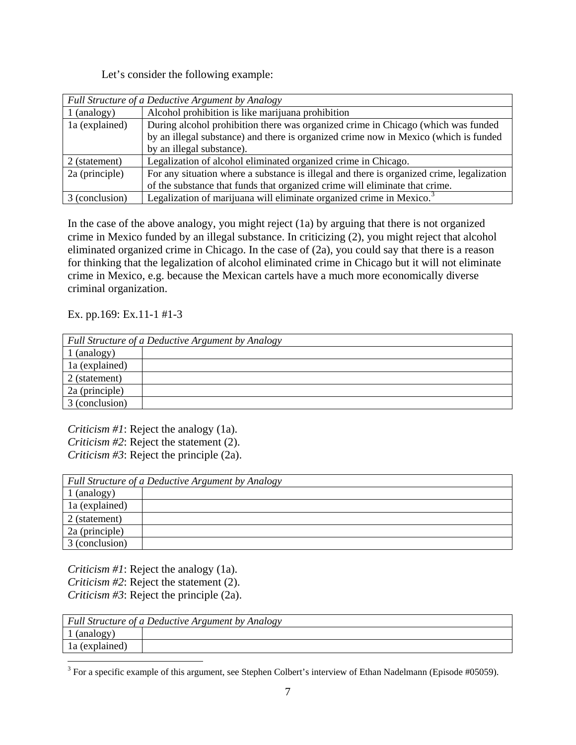Let's consider the following example:

| *Full Structure of a Deductive Argument by Analogy* | |
|---|---|
| 1 (analogy) | Alcohol prohibition is like marijuana prohibition |
| 1a (explained) | During alcohol prohibition there was organized crime in Chicago (which was funded by an illegal substance) and there is organized crime now in Mexico (which is funded by an illegal substance). |
| 2 (statement) | Legalization of alcohol eliminated organized crime in Chicago. |
| 2a (principle) | For any situation where a substance is illegal and there is organized crime, legalization of the substance that funds that organized crime will eliminate that crime. |
| 3 (conclusion) | Legalization of marijuana will eliminate organized crime in Mexico.[3] |

In the case of the above analogy, you might reject (1a) by arguing that there is not organized crime in Mexico funded by an illegal substance. In criticizing (2), you might reject that alcohol eliminated organized crime in Chicago. In the case of (2a), you could say that there is a reason for thinking that the legalization of alcohol eliminated crime in Chicago but it will not eliminate crime in Mexico, e.g. because the Mexican cartels have a much more economically diverse criminal organization.

Ex. pp.169: Ex.11-1 #1-3

| *Full Structure of a Deductive Argument by Analogy* | |
|---|---|
| 1 (analogy) | |
| 1a (explained) | |
| 2 (statement) | |
| 2a (principle) | |
| 3 (conclusion) | |

*Criticism #1*: Reject the analogy (1a).
*Criticism #2*: Reject the statement (2).
*Criticism #3*: Reject the principle (2a).

| *Full Structure of a Deductive Argument by Analogy* | |
|---|---|
| 1 (analogy) | |
| 1a (explained) | |
| 2 (statement) | |
| 2a (principle) | |
| 3 (conclusion) | |

*Criticism #1*: Reject the analogy (1a).
*Criticism #2*: Reject the statement (2).
*Criticism #3*: Reject the principle (2a).

| *Full Structure of a Deductive Argument by Analogy* | |
|---|---|
| 1 (analogy) | |
| 1a (explained) | |

[3] For a specific example of this argument, see Stephen Colbert's interview of Ethan Nadelmann (Episode #05059).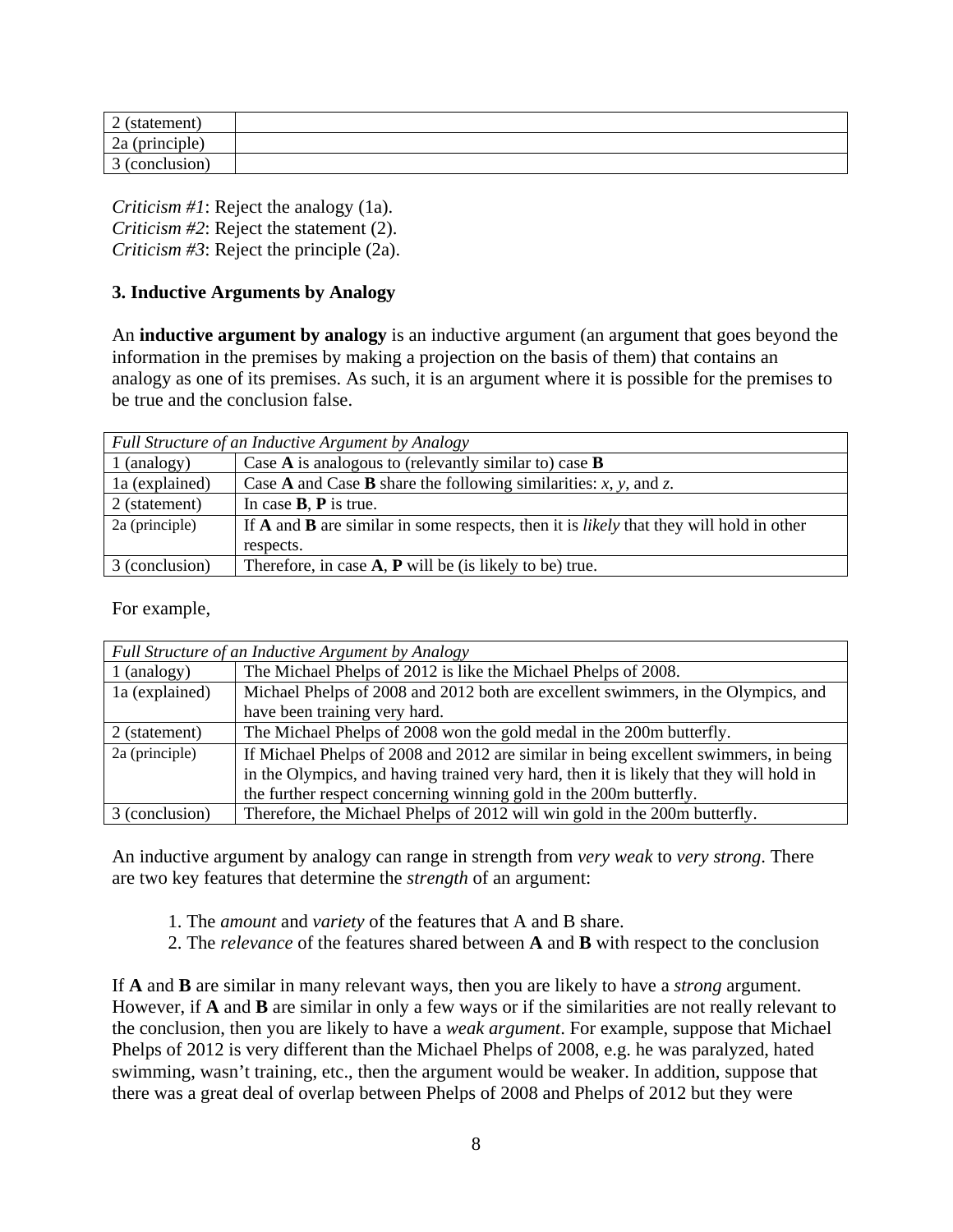| 2 (statement) | |
|---|---|
| 2a (principle) | |
| 3 (conclusion) | |

*Criticism #1*: Reject the analogy (1a).
*Criticism #2*: Reject the statement (2).
*Criticism #3*: Reject the principle (2a).

### 3. Inductive Arguments by Analogy

An **inductive argument by analogy** is an inductive argument (an argument that goes beyond the information in the premises by making a projection on the basis of them) that contains an analogy as one of its premises. As such, it is an argument where it is possible for the premises to be true and the conclusion false.

| *Full Structure of an Inductive Argument by Analogy* | |
|---|---|
| 1 (analogy) | Case **A** is analogous to (relevantly similar to) case **B** |
| 1a (explained) | Case **A** and Case **B** share the following similarities: *x*, *y*, and *z*. |
| 2 (statement) | In case **B**, **P** is true. |
| 2a (principle) | If **A** and **B** are similar in some respects, then it is *likely* that they will hold in other respects. |
| 3 (conclusion) | Therefore, in case **A**, **P** will be (is likely to be) true. |

For example,

| *Full Structure of an Inductive Argument by Analogy* | |
|---|---|
| 1 (analogy) | The Michael Phelps of 2012 is like the Michael Phelps of 2008. |
| 1a (explained) | Michael Phelps of 2008 and 2012 both are excellent swimmers, in the Olympics, and have been training very hard. |
| 2 (statement) | The Michael Phelps of 2008 won the gold medal in the 200m butterfly. |
| 2a (principle) | If Michael Phelps of 2008 and 2012 are similar in being excellent swimmers, in being in the Olympics, and having trained very hard, then it is likely that they will hold in the further respect concerning winning gold in the 200m butterfly. |
| 3 (conclusion) | Therefore, the Michael Phelps of 2012 will win gold in the 200m butterfly. |

An inductive argument by analogy can range in strength from *very weak* to *very strong*. There are two key features that determine the *strength* of an argument:

1. The *amount* and *variety* of the features that A and B share.
2. The *relevance* of the features shared between **A** and **B** with respect to the conclusion

If **A** and **B** are similar in many relevant ways, then you are likely to have a *strong* argument. However, if **A** and **B** are similar in only a few ways or if the similarities are not really relevant to the conclusion, then you are likely to have a *weak argument*. For example, suppose that Michael Phelps of 2012 is very different than the Michael Phelps of 2008, e.g. he was paralyzed, hated swimming, wasn't training, etc., then the argument would be weaker. In addition, suppose that there was a great deal of overlap between Phelps of 2008 and Phelps of 2012 but they were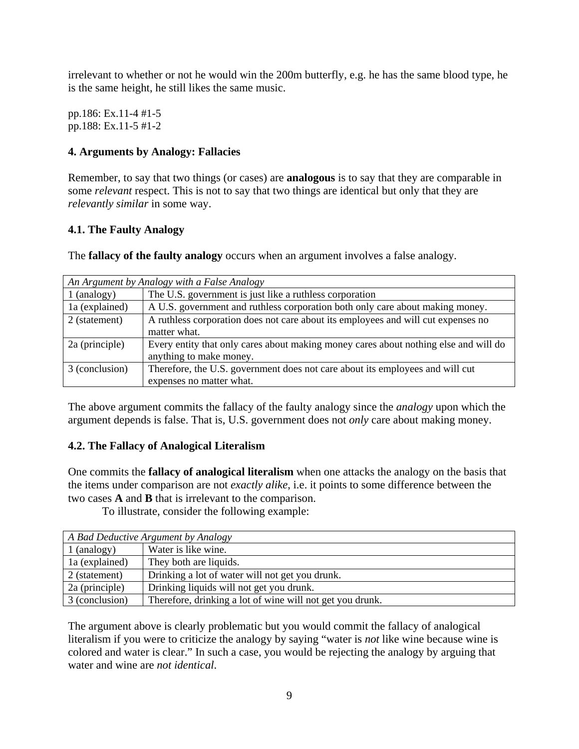irrelevant to whether or not he would win the 200m butterfly, e.g. he has the same blood type, he is the same height, he still likes the same music.

pp.186: Ex.11-4 #1-5
pp.188: Ex.11-5 #1-2

### 4. Arguments by Analogy: Fallacies

Remember, to say that two things (or cases) are **analogous** is to say that they are comparable in some *relevant* respect. This is not to say that two things are identical but only that they are *relevantly similar* in some way.

### 4.1. The Faulty Analogy

The **fallacy of the faulty analogy** occurs when an argument involves a false analogy.

| *An Argument by Analogy with a False Analogy* | |
|---|---|
| 1 (analogy) | The U.S. government is just like a ruthless corporation |
| 1a (explained) | A U.S. government and ruthless corporation both only care about making money. |
| 2 (statement) | A ruthless corporation does not care about its employees and will cut expenses no matter what. |
| 2a (principle) | Every entity that only cares about making money cares about nothing else and will do anything to make money. |
| 3 (conclusion) | Therefore, the U.S. government does not care about its employees and will cut expenses no matter what. |

The above argument commits the fallacy of the faulty analogy since the *analogy* upon which the argument depends is false. That is, U.S. government does not *only* care about making money.

### 4.2. The Fallacy of Analogical Literalism

One commits the **fallacy of analogical literalism** when one attacks the analogy on the basis that the items under comparison are not *exactly alike*, i.e. it points to some difference between the two cases **A** and **B** that is irrelevant to the comparison.

To illustrate, consider the following example:

| *A Bad Deductive Argument by Analogy* | |
|---|---|
| 1 (analogy) | Water is like wine. |
| 1a (explained) | They both are liquids. |
| 2 (statement) | Drinking a lot of water will not get you drunk. |
| 2a (principle) | Drinking liquids will not get you drunk. |
| 3 (conclusion) | Therefore, drinking a lot of wine will not get you drunk. |

The argument above is clearly problematic but you would commit the fallacy of analogical literalism if you were to criticize the analogy by saying "water is *not* like wine because wine is colored and water is clear." In such a case, you would be rejecting the analogy by arguing that water and wine are *not identical*.